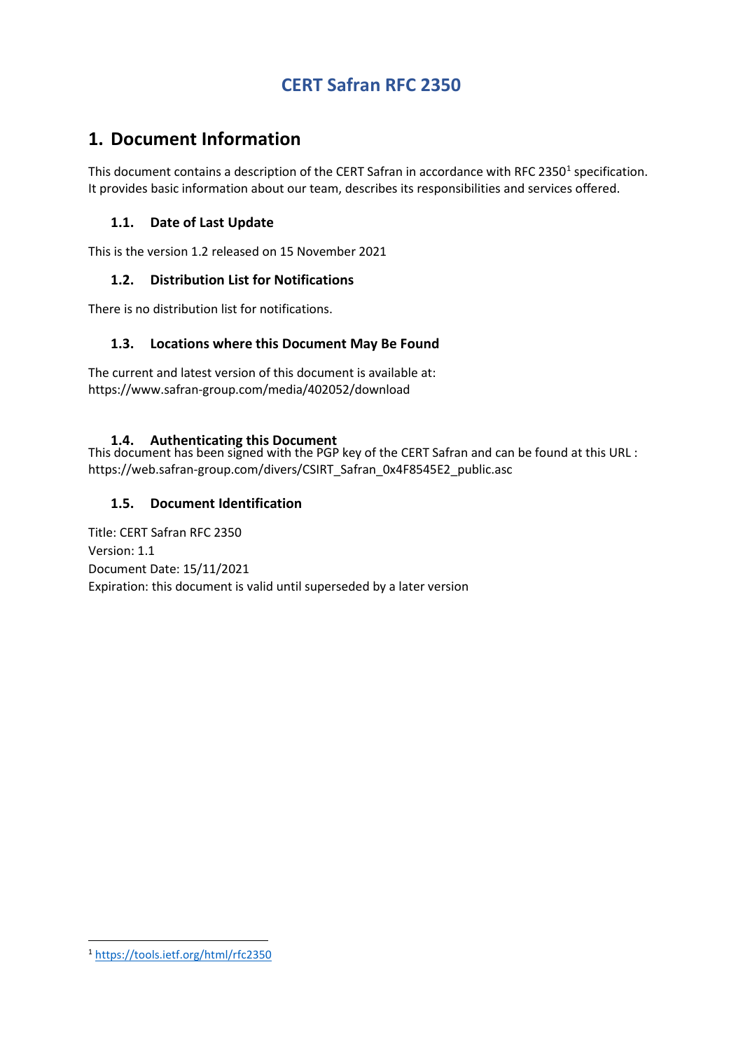# CERT Safran RFC 2350

## 1. Document Information

This document contains a description of the CERT Safran in accordance with RFC 2350[1] specification. It provides basic information about our team, describes its responsibilities and services offered.

### 1.1. Date of Last Update

This is the version 1.2 released on 15 November 2021

### 1.2. Distribution List for Notifications

There is no distribution list for notifications.

### 1.3. Locations where this Document May Be Found

The current and latest version of this document is available at:
https://www.safran-group.com/media/402052/download

### 1.4. Authenticating this Document

This document has been signed with the PGP key of the CERT Safran and can be found at this URL : https://web.safran-group.com/divers/CSIRT_Safran_0x4F8545E2_public.asc

### 1.5. Document Identification

Title: CERT Safran RFC 2350
Version: 1.1
Document Date: 15/11/2021
Expiration: this document is valid until superseded by a later version

---

[1] https://tools.ietf.org/html/rfc2350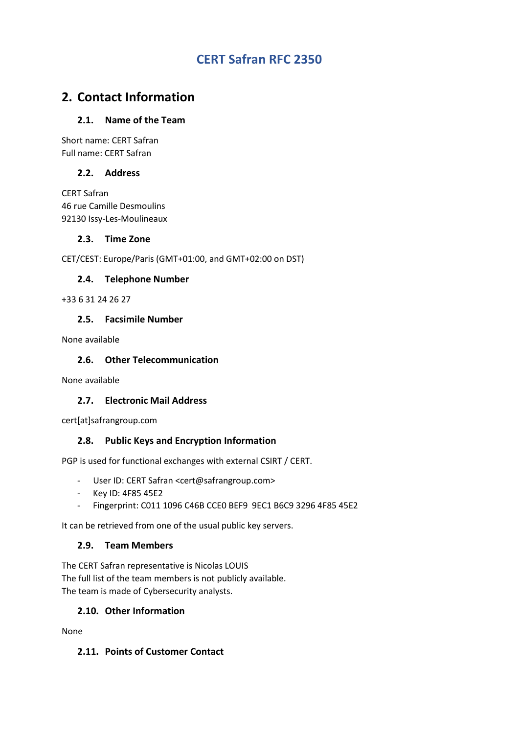# CERT Safran RFC 2350

## 2. Contact Information

### 2.1. Name of the Team

Short name: CERT Safran
Full name: CERT Safran

### 2.2. Address

CERT Safran
46 rue Camille Desmoulins
92130 Issy-Les-Moulineaux

### 2.3. Time Zone

CET/CEST: Europe/Paris (GMT+01:00, and GMT+02:00 on DST)

### 2.4. Telephone Number

+33 6 31 24 26 27

### 2.5. Facsimile Number

None available

### 2.6. Other Telecommunication

None available

### 2.7. Electronic Mail Address

cert[at]safrangroup.com

### 2.8. Public Keys and Encryption Information

PGP is used for functional exchanges with external CSIRT / CERT.

- User ID: CERT Safran <cert@safrangroup.com>
- Key ID: 4F85 45E2
- Fingerprint: C011 1096 C46B CCE0 BEF9 9EC1 B6C9 3296 4F85 45E2

It can be retrieved from one of the usual public key servers.

### 2.9. Team Members

The CERT Safran representative is Nicolas LOUIS
The full list of the team members is not publicly available.
The team is made of Cybersecurity analysts.

### 2.10. Other Information

None

### 2.11. Points of Customer Contact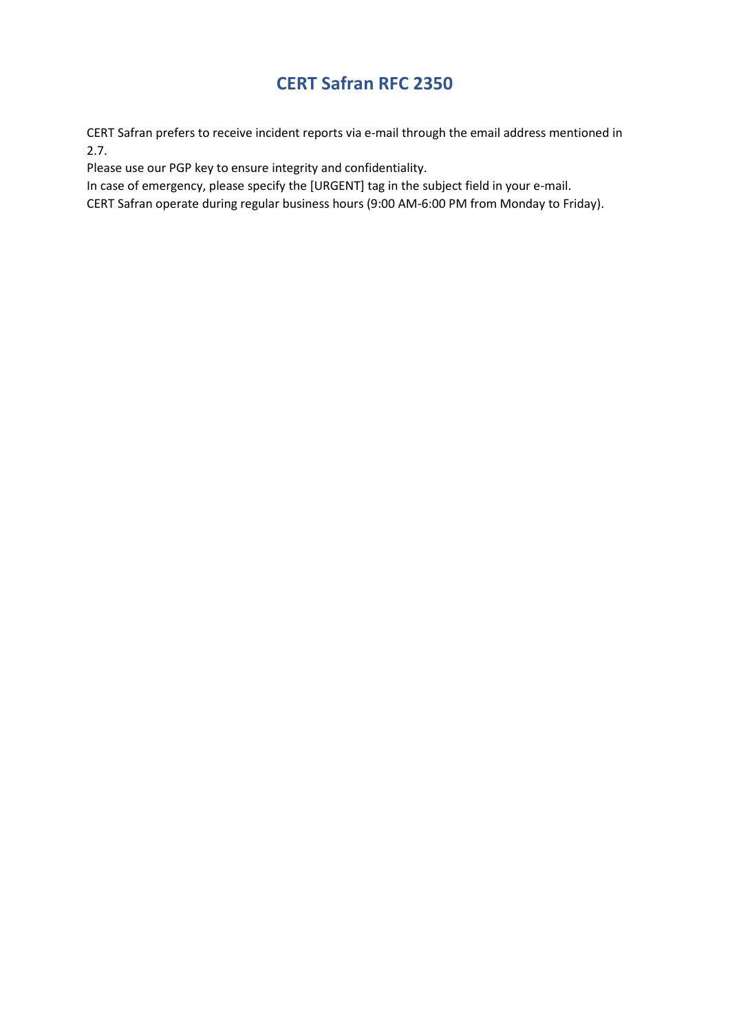# CERT Safran RFC 2350

CERT Safran prefers to receive incident reports via e-mail through the email address mentioned in 2.7.
Please use our PGP key to ensure integrity and confidentiality.
In case of emergency, please specify the [URGENT] tag in the subject field in your e-mail.
CERT Safran operate during regular business hours (9:00 AM-6:00 PM from Monday to Friday).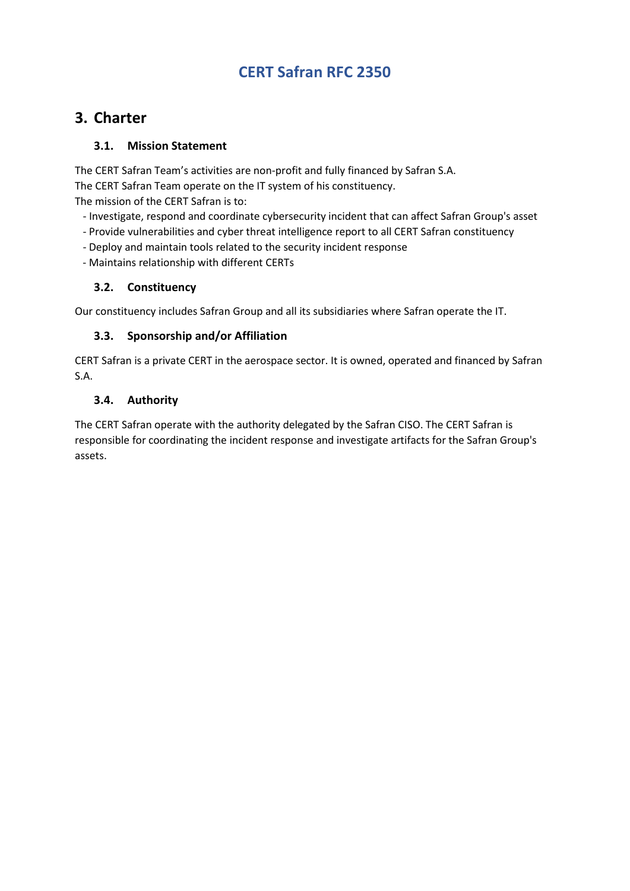# CERT Safran RFC 2350

## 3. Charter

### 3.1. Mission Statement

The CERT Safran Team's activities are non-profit and fully financed by Safran S.A.
The CERT Safran Team operate on the IT system of his constituency.
The mission of the CERT Safran is to:

- Investigate, respond and coordinate cybersecurity incident that can affect Safran Group's asset
- Provide vulnerabilities and cyber threat intelligence report to all CERT Safran constituency
- Deploy and maintain tools related to the security incident response
- Maintains relationship with different CERTs

### 3.2. Constituency

Our constituency includes Safran Group and all its subsidiaries where Safran operate the IT.

### 3.3. Sponsorship and/or Affiliation

CERT Safran is a private CERT in the aerospace sector. It is owned, operated and financed by Safran S.A.

### 3.4. Authority

The CERT Safran operate with the authority delegated by the Safran CISO. The CERT Safran is responsible for coordinating the incident response and investigate artifacts for the Safran Group's assets.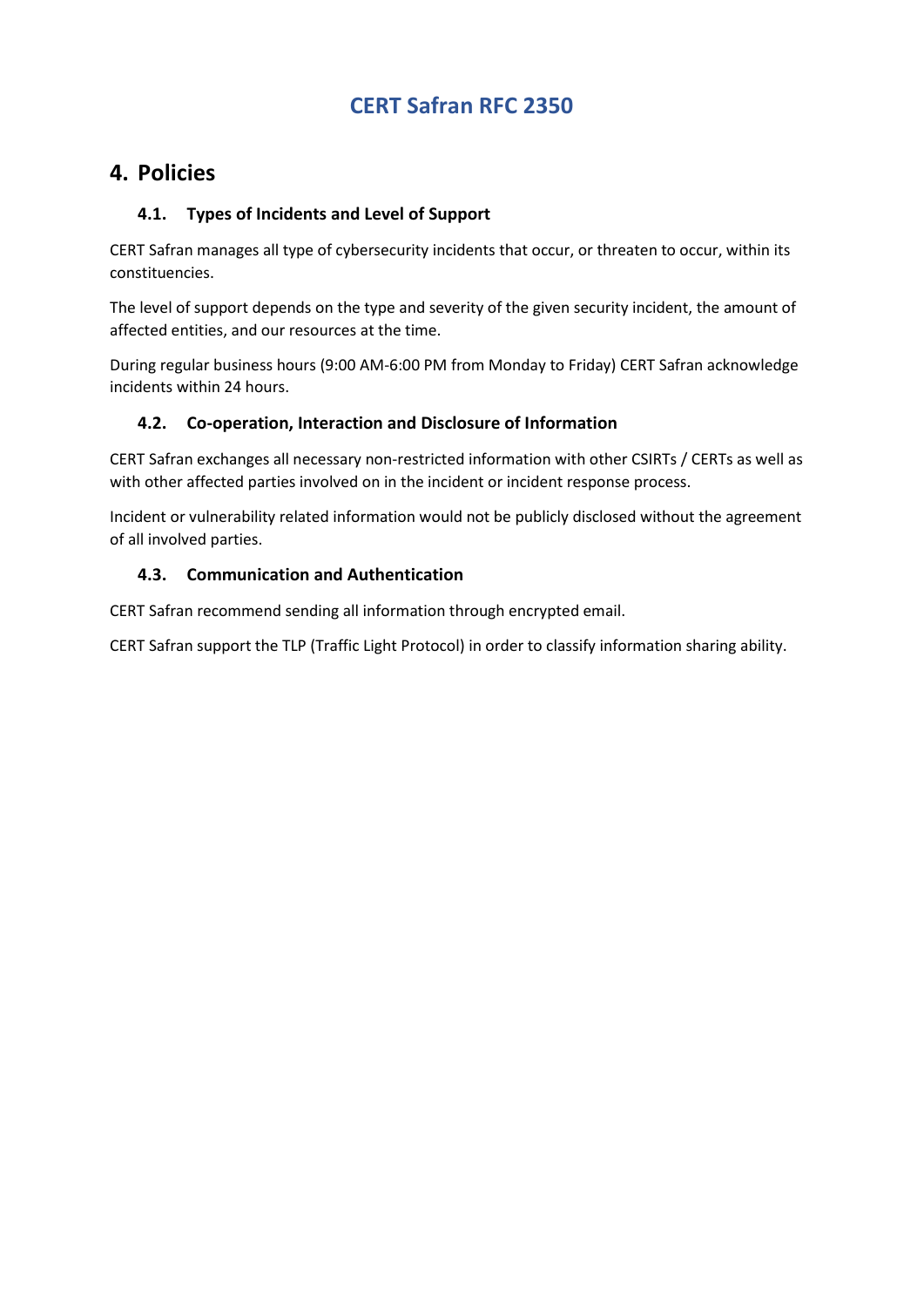# CERT Safran RFC 2350

## 4. Policies

### 4.1. Types of Incidents and Level of Support

CERT Safran manages all type of cybersecurity incidents that occur, or threaten to occur, within its constituencies.

The level of support depends on the type and severity of the given security incident, the amount of affected entities, and our resources at the time.

During regular business hours (9:00 AM-6:00 PM from Monday to Friday) CERT Safran acknowledge incidents within 24 hours.

### 4.2. Co-operation, Interaction and Disclosure of Information

CERT Safran exchanges all necessary non-restricted information with other CSIRTs / CERTs as well as with other affected parties involved on in the incident or incident response process.

Incident or vulnerability related information would not be publicly disclosed without the agreement of all involved parties.

### 4.3. Communication and Authentication

CERT Safran recommend sending all information through encrypted email.

CERT Safran support the TLP (Traffic Light Protocol) in order to classify information sharing ability.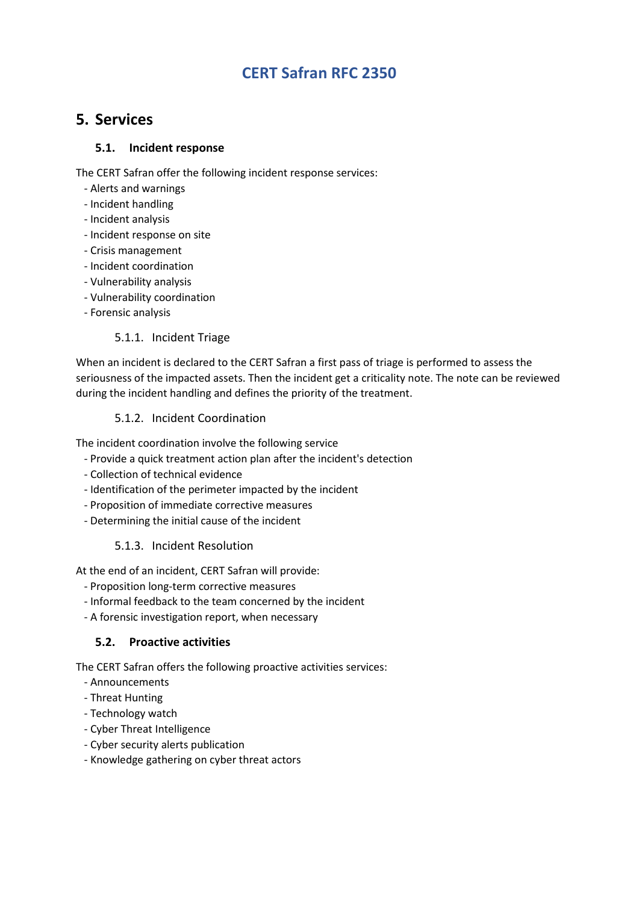# CERT Safran RFC 2350

## 5. Services

### 5.1. Incident response

The CERT Safran offer the following incident response services:
- Alerts and warnings
- Incident handling
- Incident analysis
- Incident response on site
- Crisis management
- Incident coordination
- Vulnerability analysis
- Vulnerability coordination
- Forensic analysis

#### 5.1.1. Incident Triage

When an incident is declared to the CERT Safran a first pass of triage is performed to assess the seriousness of the impacted assets. Then the incident get a criticality note. The note can be reviewed during the incident handling and defines the priority of the treatment.

#### 5.1.2. Incident Coordination

The incident coordination involve the following service
- Provide a quick treatment action plan after the incident's detection
- Collection of technical evidence
- Identification of the perimeter impacted by the incident
- Proposition of immediate corrective measures
- Determining the initial cause of the incident

#### 5.1.3. Incident Resolution

At the end of an incident, CERT Safran will provide:
- Proposition long-term corrective measures
- Informal feedback to the team concerned by the incident
- A forensic investigation report, when necessary

### 5.2. Proactive activities

The CERT Safran offers the following proactive activities services:
- Announcements
- Threat Hunting
- Technology watch
- Cyber Threat Intelligence
- Cyber security alerts publication
- Knowledge gathering on cyber threat actors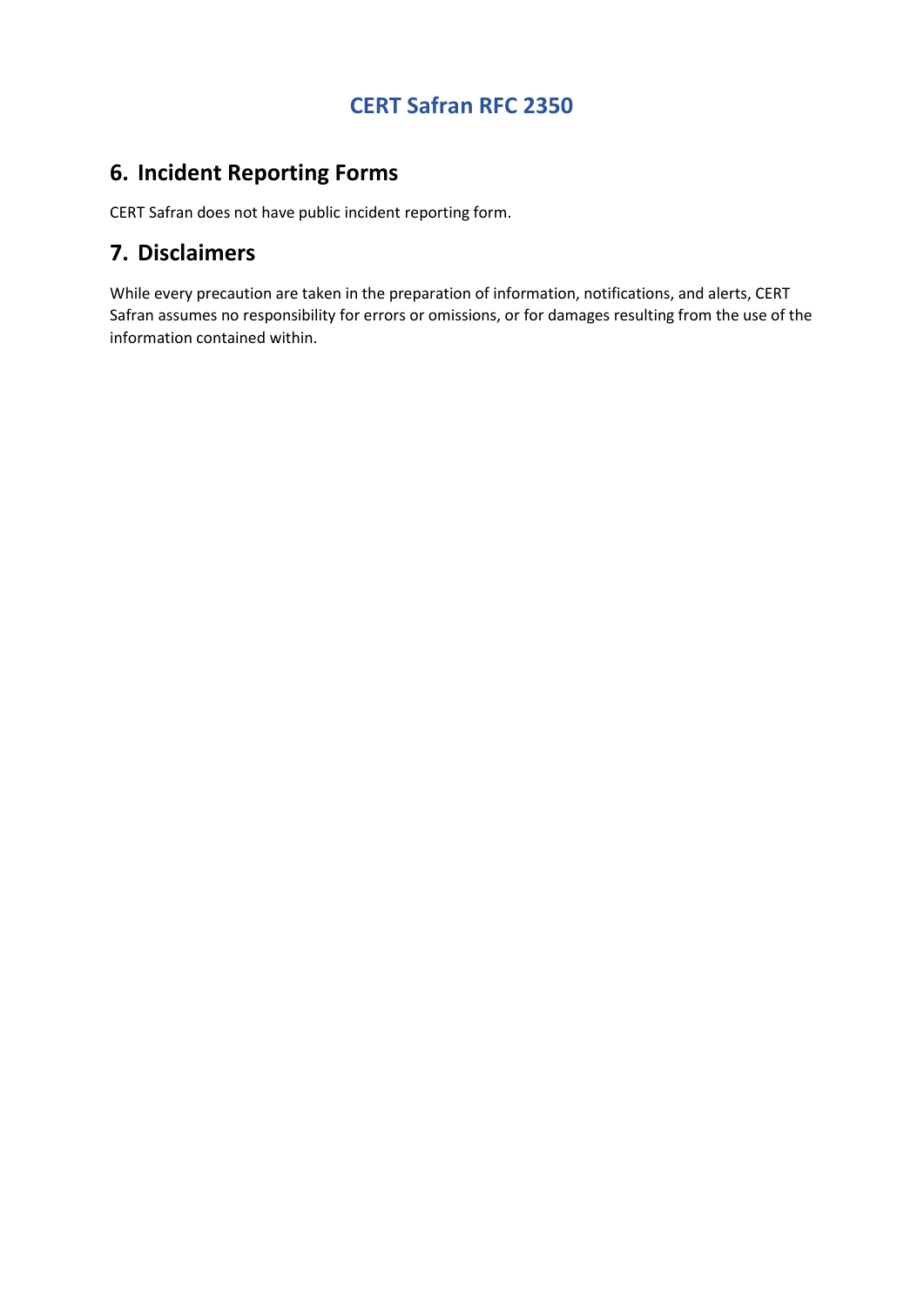## 6. Incident Reporting Forms

CERT Safran does not have public incident reporting form.

## 7. Disclaimers

While every precaution are taken in the preparation of information, notifications, and alerts, CERT Safran assumes no responsibility for errors or omissions, or for damages resulting from the use of the information contained within.